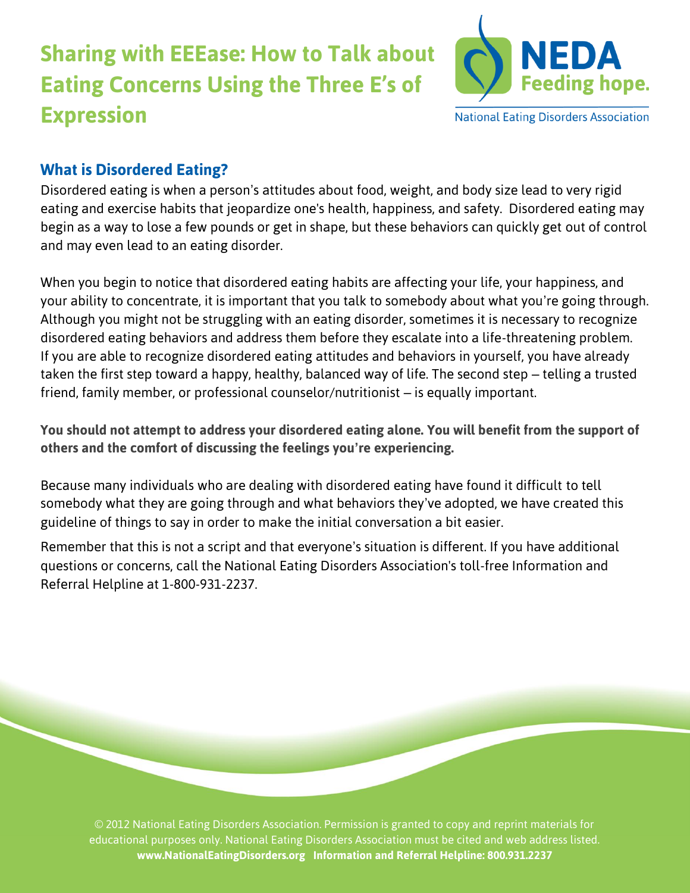# Sharing with EEEase: How to Talk about Eating Concerns Using the Three E's of Expression

## What is Disordered Eating?

Disordered eating is when a person's attitudes about food, weight, and body size lead to very rigid eating and exercise habits that jeopardize one's health, happiness, and safety. Disordered eating may begin as a way to lose a few pounds or get in shape, but these behaviors can quickly get out of control and may even lead to an eating disorder.

When you begin to notice that disordered eating habits are affecting your life, your happiness, and your ability to concentrate, it is important that you talk to somebody about what you're going through. Although you might not be struggling with an eating disorder, sometimes it is necessary to recognize disordered eating behaviors and address them before they escalate into a life-threatening problem. If you are able to recognize disordered eating attitudes and behaviors in yourself, you have already taken the first step toward a happy, healthy, balanced way of life. The second step – telling a trusted friend, family member, or professional counselor/nutritionist – is equally important.

**You should not attempt to address your disordered eating alone. You will benefit from the support of others and the comfort of discussing the feelings you're experiencing.**

Because many individuals who are dealing with disordered eating have found it difficult to tell somebody what they are going through and what behaviors they've adopted, we have created this guideline of things to say in order to make the initial conversation a bit easier.

Remember that this is not a script and that everyone's situation is different. If you have additional questions or concerns, call the National Eating Disorders Association's toll-free Information and Referral Helpline at 1-800-931-2237.

© 2012 National Eating Disorders Association. Permission is granted to copy and reprint materials for educational purposes only. National Eating Disorders Association must be cited and web address listed.
**www.NationalEatingDisorders.org Information and Referral Helpline: 800.931.2237**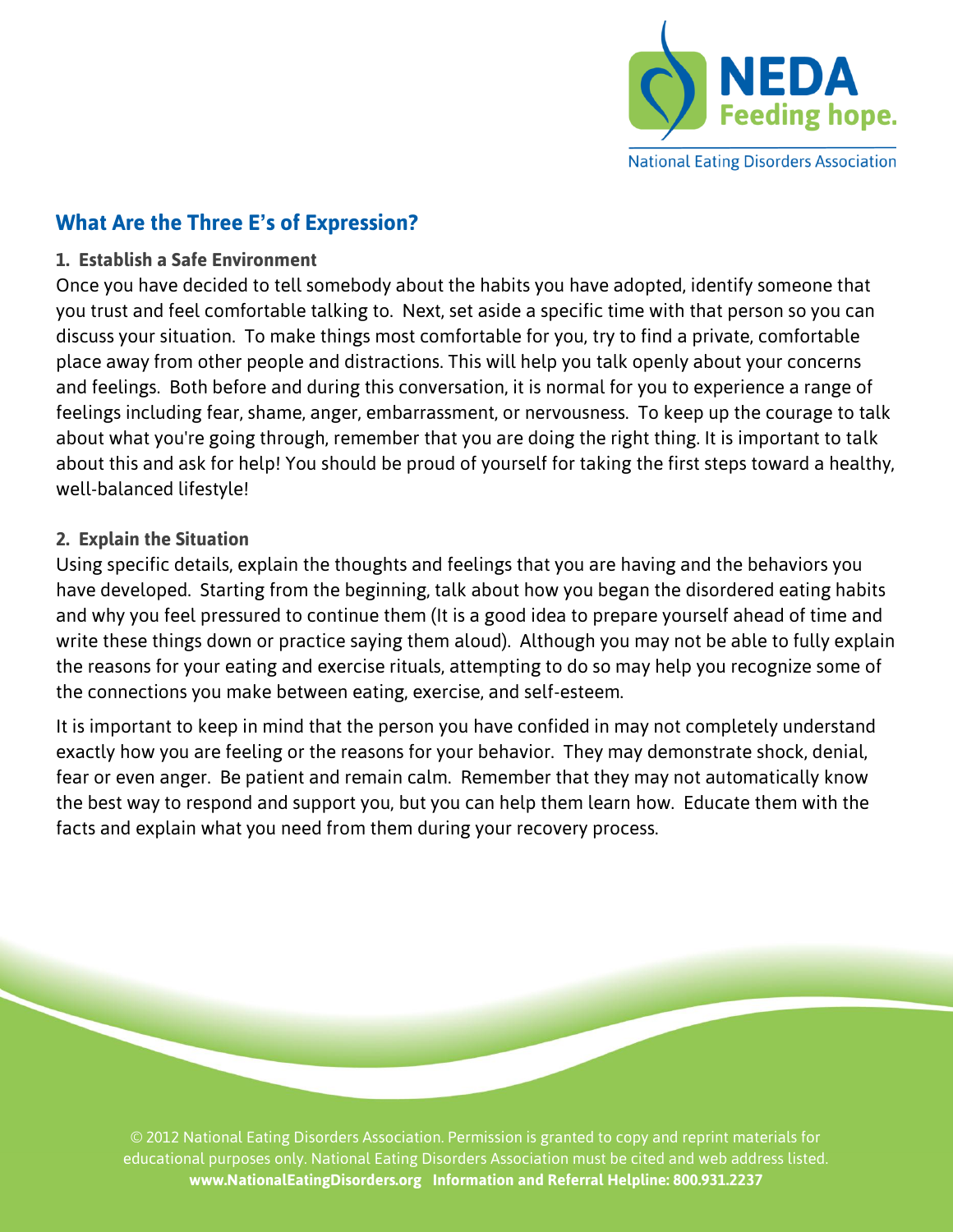## What Are the Three E's of Expression?

### 1. Establish a Safe Environment

Once you have decided to tell somebody about the habits you have adopted, identify someone that you trust and feel comfortable talking to. Next, set aside a specific time with that person so you can discuss your situation. To make things most comfortable for you, try to find a private, comfortable place away from other people and distractions. This will help you talk openly about your concerns and feelings. Both before and during this conversation, it is normal for you to experience a range of feelings including fear, shame, anger, embarrassment, or nervousness. To keep up the courage to talk about what you're going through, remember that you are doing the right thing. It is important to talk about this and ask for help! You should be proud of yourself for taking the first steps toward a healthy, well-balanced lifestyle!

### 2. Explain the Situation

Using specific details, explain the thoughts and feelings that you are having and the behaviors you have developed. Starting from the beginning, talk about how you began the disordered eating habits and why you feel pressured to continue them (It is a good idea to prepare yourself ahead of time and write these things down or practice saying them aloud). Although you may not be able to fully explain the reasons for your eating and exercise rituals, attempting to do so may help you recognize some of the connections you make between eating, exercise, and self-esteem.

It is important to keep in mind that the person you have confided in may not completely understand exactly how you are feeling or the reasons for your behavior. They may demonstrate shock, denial, fear or even anger. Be patient and remain calm. Remember that they may not automatically know the best way to respond and support you, but you can help them learn how. Educate them with the facts and explain what you need from them during your recovery process.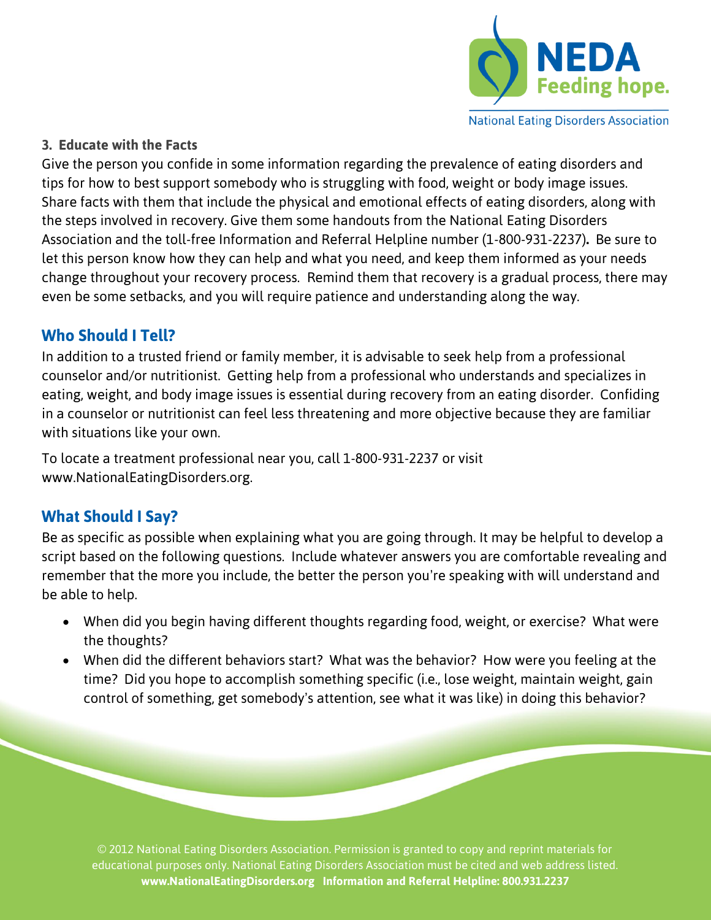**3. Educate with the Facts**

Give the person you confide in some information regarding the prevalence of eating disorders and tips for how to best support somebody who is struggling with food, weight or body image issues. Share facts with them that include the physical and emotional effects of eating disorders, along with the steps involved in recovery. Give them some handouts from the National Eating Disorders Association and the toll-free Information and Referral Helpline number (1-800-931-2237). Be sure to let this person know how they can help and what you need, and keep them informed as your needs change throughout your recovery process. Remind them that recovery is a gradual process, there may even be some setbacks, and you will require patience and understanding along the way.

## Who Should I Tell?

In addition to a trusted friend or family member, it is advisable to seek help from a professional counselor and/or nutritionist. Getting help from a professional who understands and specializes in eating, weight, and body image issues is essential during recovery from an eating disorder. Confiding in a counselor or nutritionist can feel less threatening and more objective because they are familiar with situations like your own.

To locate a treatment professional near you, call 1-800-931-2237 or visit www.NationalEatingDisorders.org.

## What Should I Say?

Be as specific as possible when explaining what you are going through. It may be helpful to develop a script based on the following questions. Include whatever answers you are comfortable revealing and remember that the more you include, the better the person you're speaking with will understand and be able to help.

- When did you begin having different thoughts regarding food, weight, or exercise? What were the thoughts?
- When did the different behaviors start? What was the behavior? How were you feeling at the time? Did you hope to accomplish something specific (i.e., lose weight, maintain weight, gain control of something, get somebody's attention, see what it was like) in doing this behavior?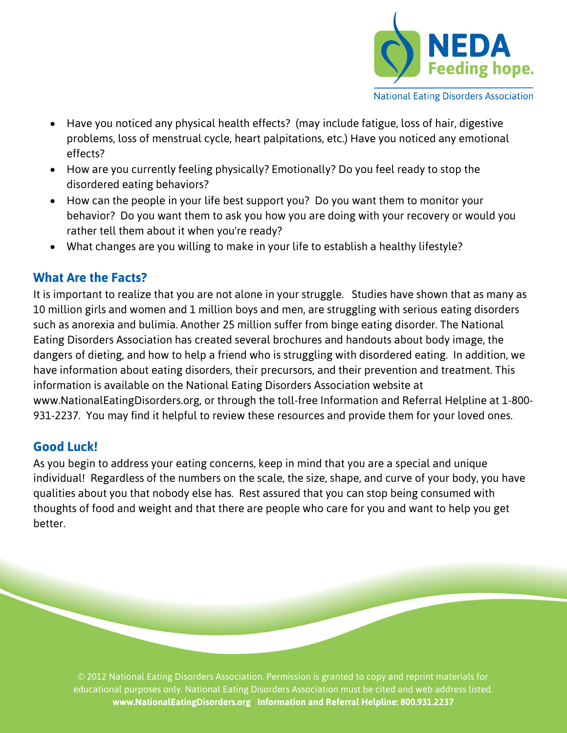- Have you noticed any physical health effects? (may include fatigue, loss of hair, digestive problems, loss of menstrual cycle, heart palpitations, etc.) Have you noticed any emotional effects?
- How are you currently feeling physically? Emotionally? Do you feel ready to stop the disordered eating behaviors?
- How can the people in your life best support you? Do you want them to monitor your behavior? Do you want them to ask you how you are doing with your recovery or would you rather tell them about it when you're ready?
- What changes are you willing to make in your life to establish a healthy lifestyle?

## What Are the Facts?

It is important to realize that you are not alone in your struggle. Studies have shown that as many as 10 million girls and women and 1 million boys and men, are struggling with serious eating disorders such as anorexia and bulimia. Another 25 million suffer from binge eating disorder. The National Eating Disorders Association has created several brochures and handouts about body image, the dangers of dieting, and how to help a friend who is struggling with disordered eating. In addition, we have information about eating disorders, their precursors, and their prevention and treatment. This information is available on the National Eating Disorders Association website at www.NationalEatingDisorders.org, or through the toll-free Information and Referral Helpline at 1-800-931-2237. You may find it helpful to review these resources and provide them for your loved ones.

## Good Luck!

As you begin to address your eating concerns, keep in mind that you are a special and unique individual! Regardless of the numbers on the scale, the size, shape, and curve of your body, you have qualities about you that nobody else has. Rest assured that you can stop being consumed with thoughts of food and weight and that there are people who care for you and want to help you get better.

© 2012 National Eating Disorders Association. Permission is granted to copy and reprint materials for educational purposes only. National Eating Disorders Association must be cited and web address listed.
**www.NationalEatingDisorders.org Information and Referral Helpline: 800.931.2237**